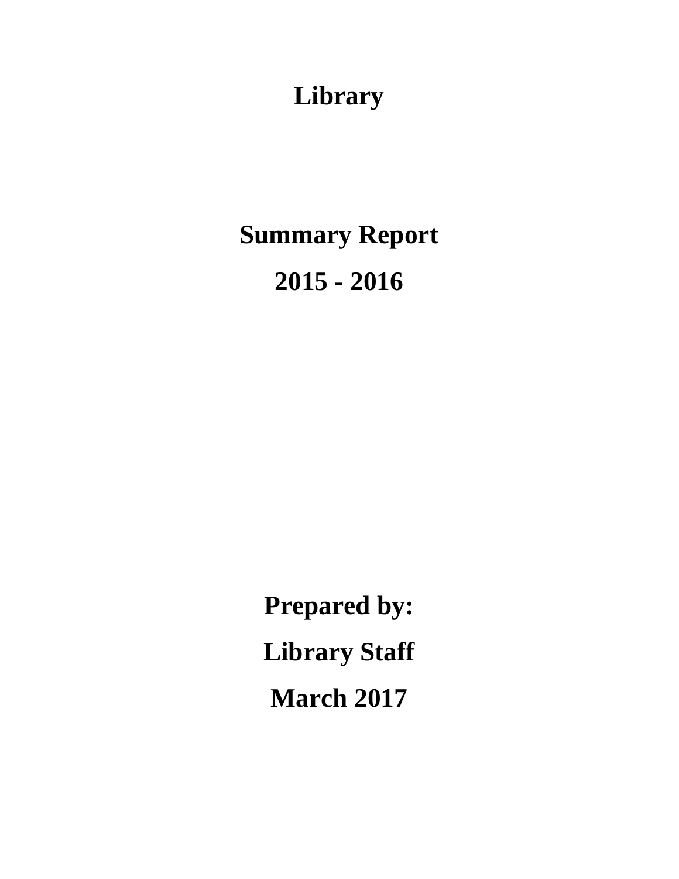# Library

## Summary Report

## 2015 - 2016

**Prepared by:**

**Library Staff**

**March 2017**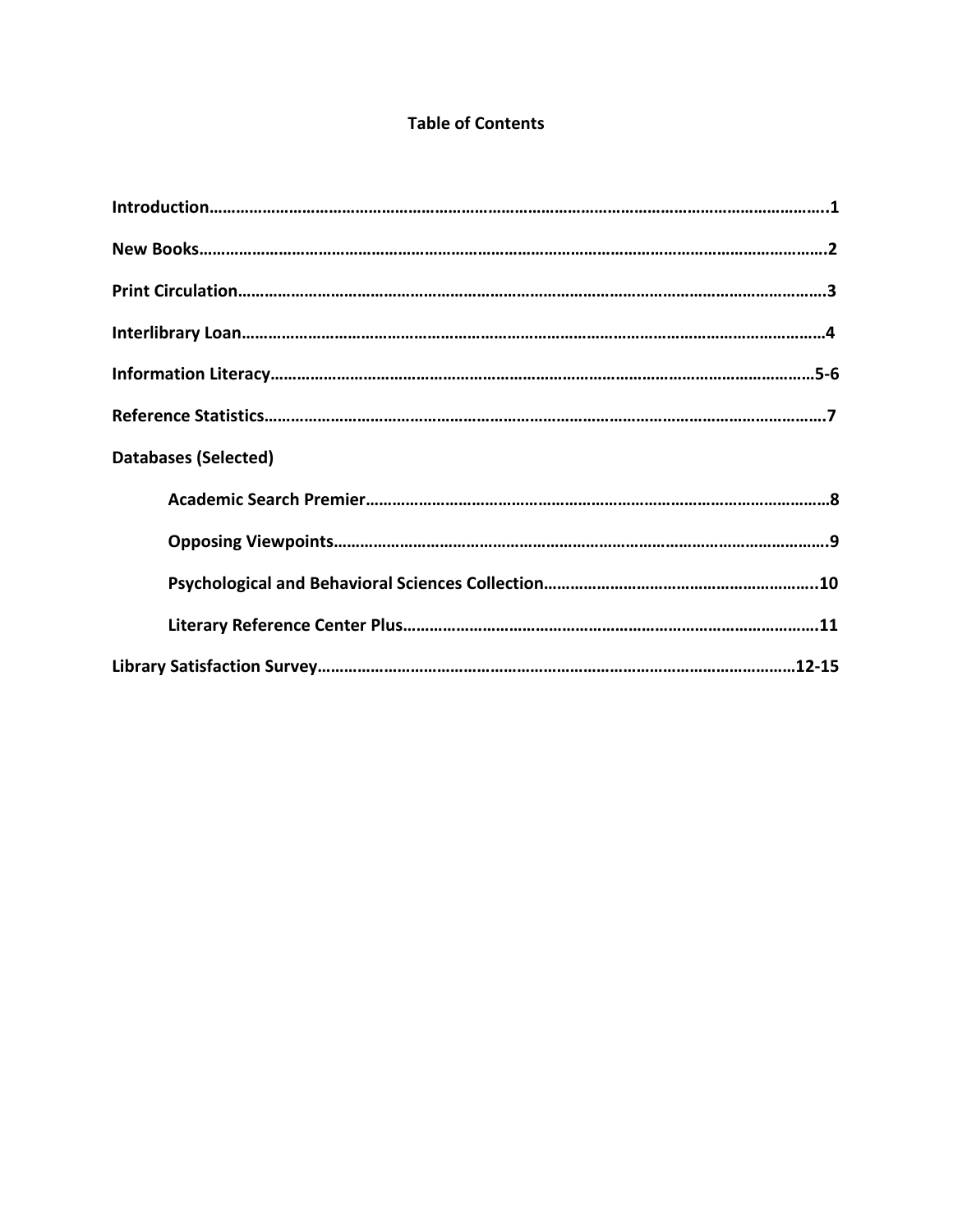# Table of Contents

**Introduction……………………………………………………………………………………………………………………..1**

**New Books……………………………………………………………………………………………………………………….2**

**Print Circulation……………………………………………………………………………………………………………….3**

**Interlibrary Loan……………………………………………………………………………………………………………….4**

**Information Literacy……………………………………………………………………………………………………….5-6**

**Reference Statistics……………………………………………………………………………………………………….7**

**Databases (Selected)**

- **Academic Search Premier……………………………………………………………………………………………8**
- **Opposing Viewpoints…………………………………………………………………………………………………….9**
- **Psychological and Behavioral Sciences Collection……………………………………………………..10**
- **Literary Reference Center Plus…………………………………………………………………………………11**

**Library Satisfaction Survey………………………………………………………………………………………12-15**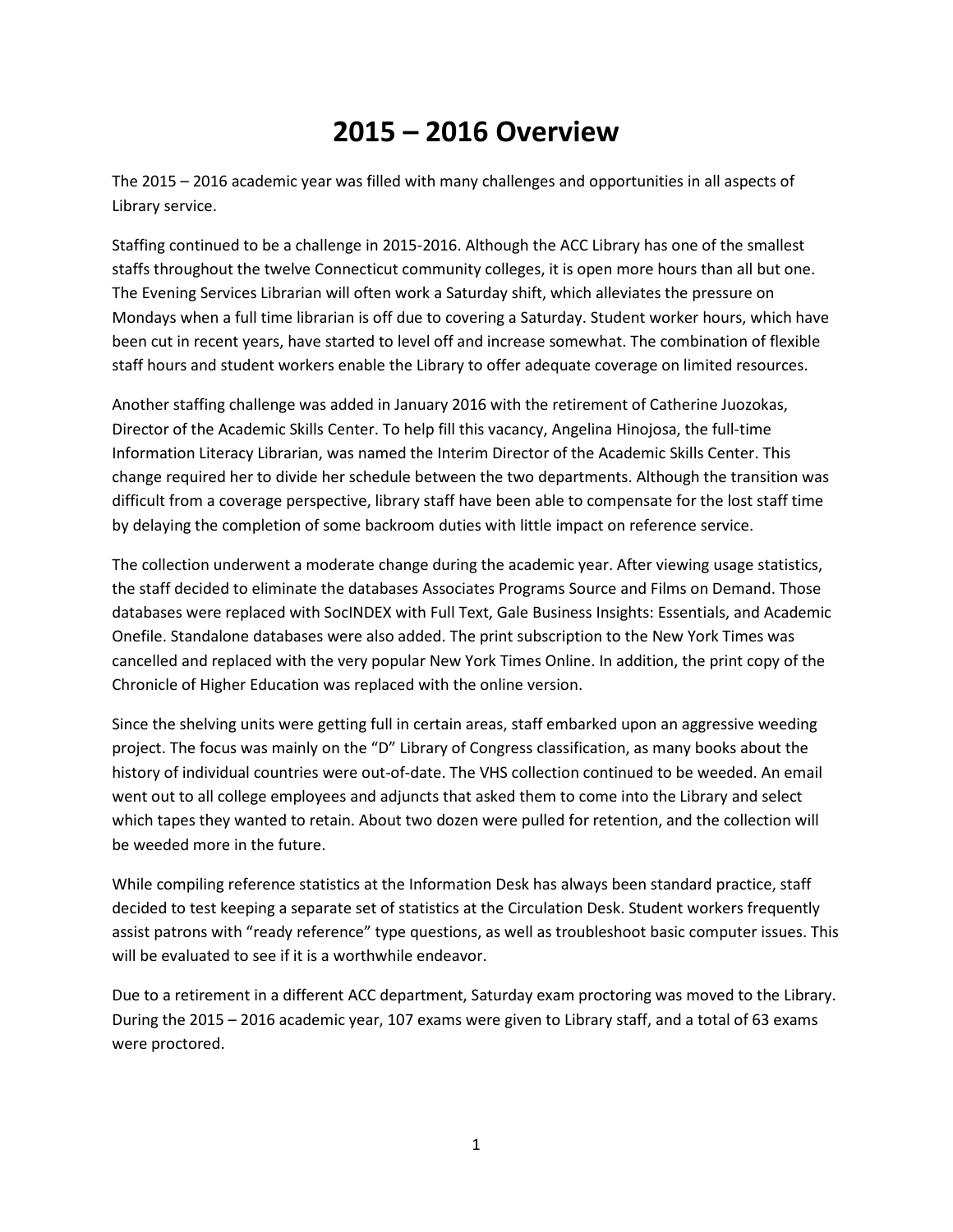# 2015 – 2016 Overview

The 2015 – 2016 academic year was filled with many challenges and opportunities in all aspects of Library service.

Staffing continued to be a challenge in 2015-2016. Although the ACC Library has one of the smallest staffs throughout the twelve Connecticut community colleges, it is open more hours than all but one. The Evening Services Librarian will often work a Saturday shift, which alleviates the pressure on Mondays when a full time librarian is off due to covering a Saturday. Student worker hours, which have been cut in recent years, have started to level off and increase somewhat. The combination of flexible staff hours and student workers enable the Library to offer adequate coverage on limited resources.

Another staffing challenge was added in January 2016 with the retirement of Catherine Juozokas, Director of the Academic Skills Center. To help fill this vacancy, Angelina Hinojosa, the full-time Information Literacy Librarian, was named the Interim Director of the Academic Skills Center. This change required her to divide her schedule between the two departments. Although the transition was difficult from a coverage perspective, library staff have been able to compensate for the lost staff time by delaying the completion of some backroom duties with little impact on reference service.

The collection underwent a moderate change during the academic year. After viewing usage statistics, the staff decided to eliminate the databases Associates Programs Source and Films on Demand. Those databases were replaced with SocINDEX with Full Text, Gale Business Insights: Essentials, and Academic Onefile. Standalone databases were also added. The print subscription to the New York Times was cancelled and replaced with the very popular New York Times Online. In addition, the print copy of the Chronicle of Higher Education was replaced with the online version.

Since the shelving units were getting full in certain areas, staff embarked upon an aggressive weeding project. The focus was mainly on the "D" Library of Congress classification, as many books about the history of individual countries were out-of-date. The VHS collection continued to be weeded. An email went out to all college employees and adjuncts that asked them to come into the Library and select which tapes they wanted to retain. About two dozen were pulled for retention, and the collection will be weeded more in the future.

While compiling reference statistics at the Information Desk has always been standard practice, staff decided to test keeping a separate set of statistics at the Circulation Desk. Student workers frequently assist patrons with "ready reference" type questions, as well as troubleshoot basic computer issues. This will be evaluated to see if it is a worthwhile endeavor.

Due to a retirement in a different ACC department, Saturday exam proctoring was moved to the Library. During the 2015 – 2016 academic year, 107 exams were given to Library staff, and a total of 63 exams were proctored.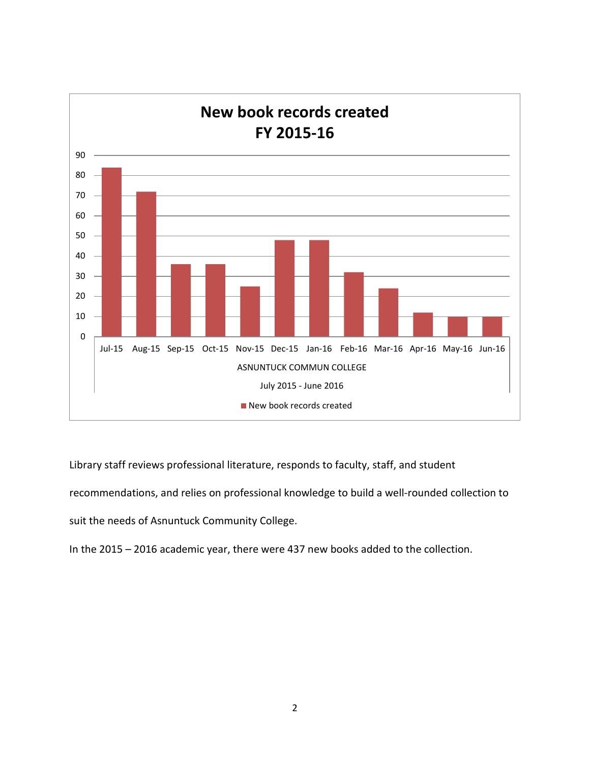**New book records created**
**FY 2015-16**

| Month | New book records created |
|---|---|
| Jul-15 | 84 |
| Aug-15 | 72 |
| Sep-15 | 36 |
| Oct-15 | 36 |
| Nov-15 | 25 |
| Dec-15 | 48 |
| Jan-16 | 48 |
| Feb-16 | 32 |
| Mar-16 | 24 |
| Apr-16 | 12 |
| May-16 | 10 |
| Jun-16 | 10 |

ASNUNTUCK COMMUN COLLEGE

July 2015 - June 2016

Library staff reviews professional literature, responds to faculty, staff, and student recommendations, and relies on professional knowledge to build a well-rounded collection to suit the needs of Asnuntuck Community College.

In the 2015 – 2016 academic year, there were 437 new books added to the collection.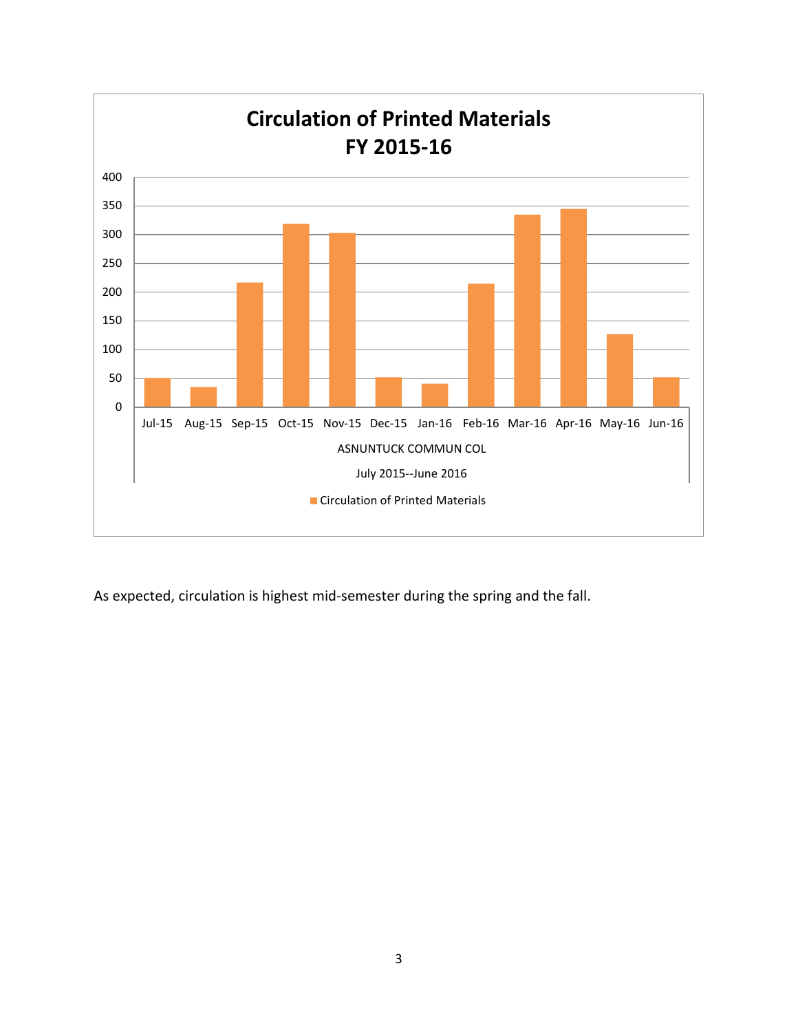**Circulation of Printed Materials FY 2015-16**

ASNUNTUCK COMMUN COL

July 2015--June 2016

| Month | Circulation of Printed Materials |
|---|---|
| Jul-15 | 51 |
| Aug-15 | 35 |
| Sep-15 | 217 |
| Oct-15 | 319 |
| Nov-15 | 303 |
| Dec-15 | 52 |
| Jan-16 | 41 |
| Feb-16 | 215 |
| Mar-16 | 335 |
| Apr-16 | 345 |
| May-16 | 127 |
| Jun-16 | 52 |

As expected, circulation is highest mid-semester during the spring and the fall.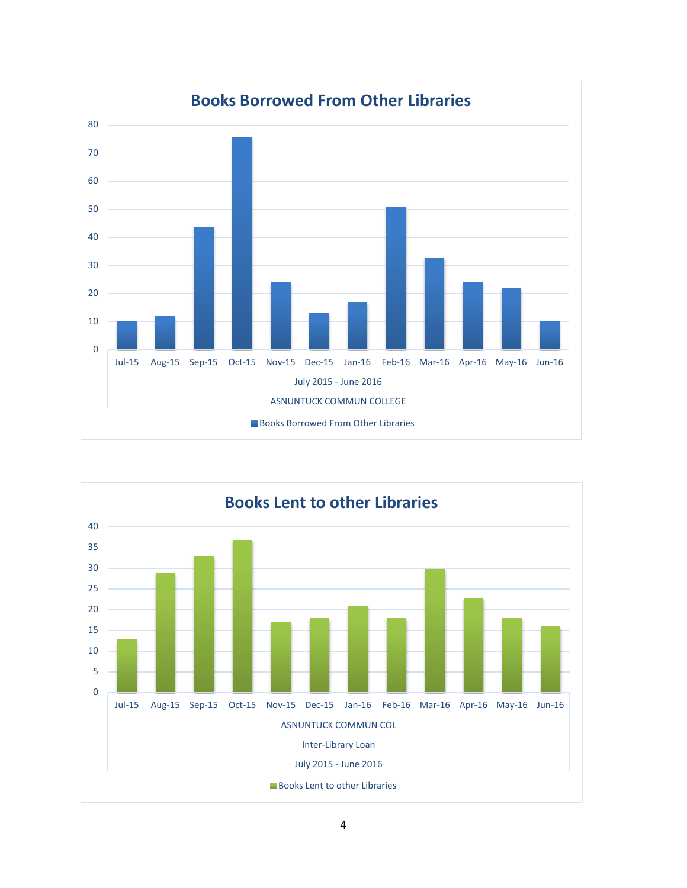## Books Borrowed From Other Libraries

| Month | Books Borrowed From Other Libraries |
|---|---|
| Jul-15 | 10 |
| Aug-15 | 12 |
| Sep-15 | 44 |
| Oct-15 | 76 |
| Nov-15 | 24 |
| Dec-15 | 13 |
| Jan-16 | 17 |
| Feb-16 | 51 |
| Mar-16 | 33 |
| Apr-16 | 24 |
| May-16 | 22 |
| Jun-16 | 10 |

July 2015 - June 2016

ASNUNTUCK COMMUN COLLEGE

## Books Lent to other Libraries

| Month | Books Lent to other Libraries |
|---|---|
| Jul-15 | 13 |
| Aug-15 | 29 |
| Sep-15 | 33 |
| Oct-15 | 37 |
| Nov-15 | 17 |
| Dec-15 | 18 |
| Jan-16 | 21 |
| Feb-16 | 18 |
| Mar-16 | 30 |
| Apr-16 | 23 |
| May-16 | 18 |
| Jun-16 | 16 |

ASNUNTUCK COMMUN COL

Inter-Library Loan

July 2015 - June 2016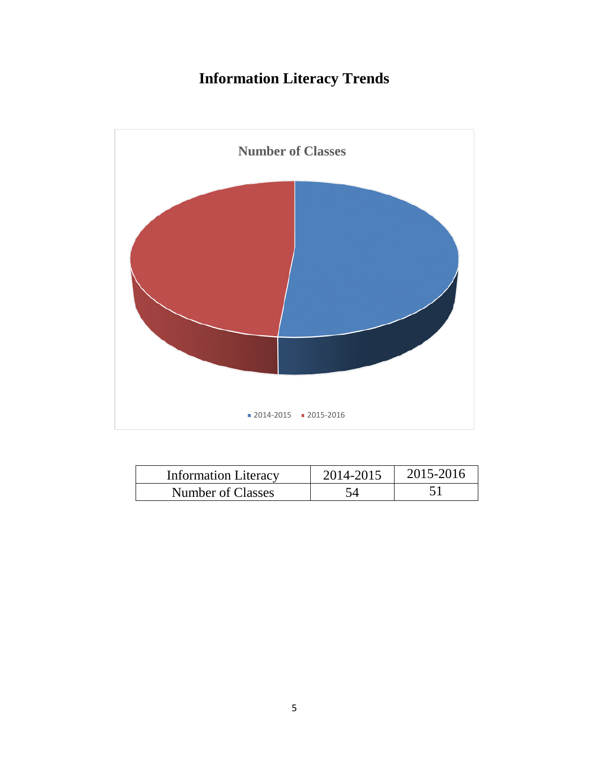# Information Literacy Trends

**Number of Classes**

■ 2014-2015 ■ 2015-2016

| Information Literacy | 2014-2015 | 2015-2016 |
|---|---|---|
| Number of Classes | 54 | 51 |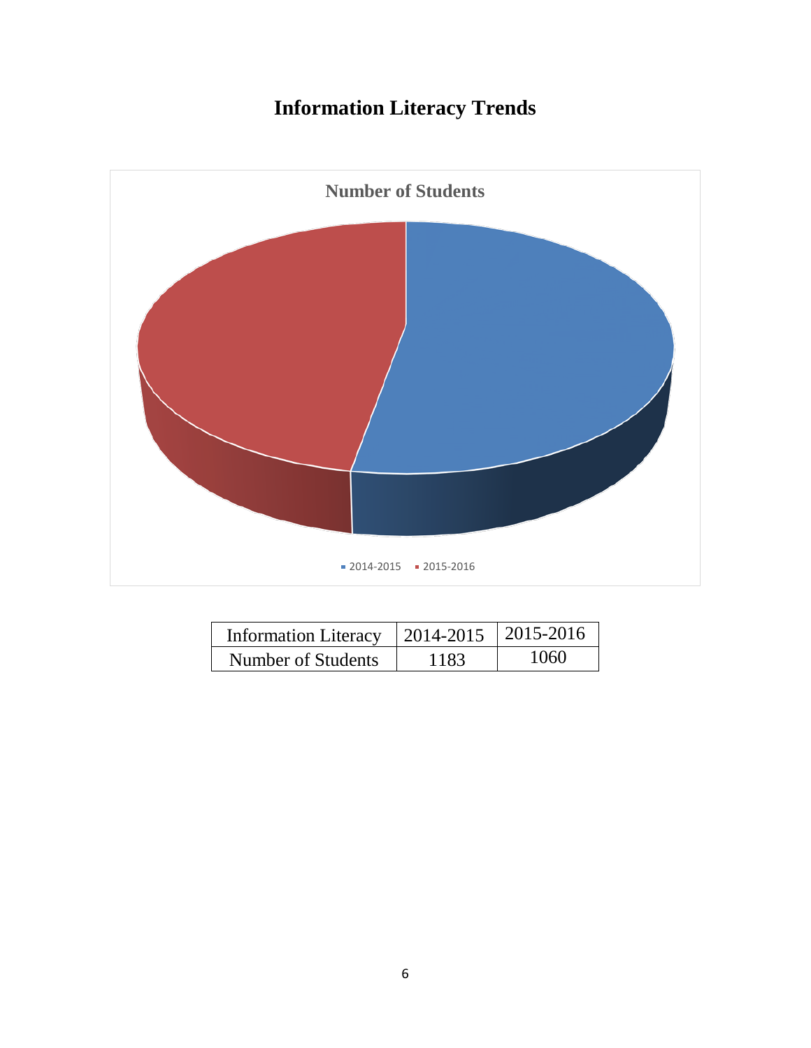# Information Literacy Trends

Number of Students

2014-2015 2015-2016

| Information Literacy | 2014-2015 | 2015-2016 |
|---|---|---|
| Number of Students | 1183 | 1060 |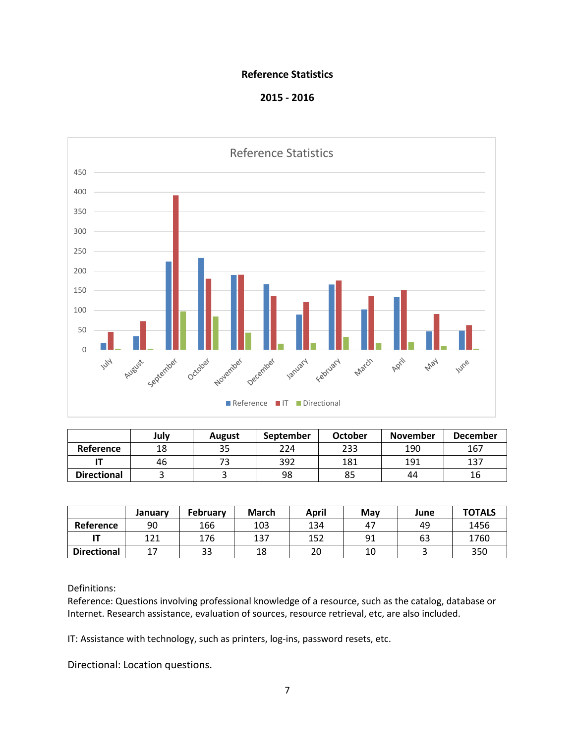**Reference Statistics**

**2015 - 2016**

|  | July | August | September | October | November | December |
|---|---|---|---|---|---|---|
| **Reference** | 18 | 35 | 224 | 233 | 190 | 167 |
| **IT** | 46 | 73 | 392 | 181 | 191 | 137 |
| **Directional** | 3 | 3 | 98 | 85 | 44 | 16 |

|  | January | February | March | April | May | June | TOTALS |
|---|---|---|---|---|---|---|---|
| **Reference** | 90 | 166 | 103 | 134 | 47 | 49 | 1456 |
| **IT** | 121 | 176 | 137 | 152 | 91 | 63 | 1760 |
| **Directional** | 17 | 33 | 18 | 20 | 10 | 3 | 350 |

Definitions:
Reference: Questions involving professional knowledge of a resource, such as the catalog, database or Internet. Research assistance, evaluation of sources, resource retrieval, etc, are also included.

IT: Assistance with technology, such as printers, log-ins, password resets, etc.

Directional: Location questions.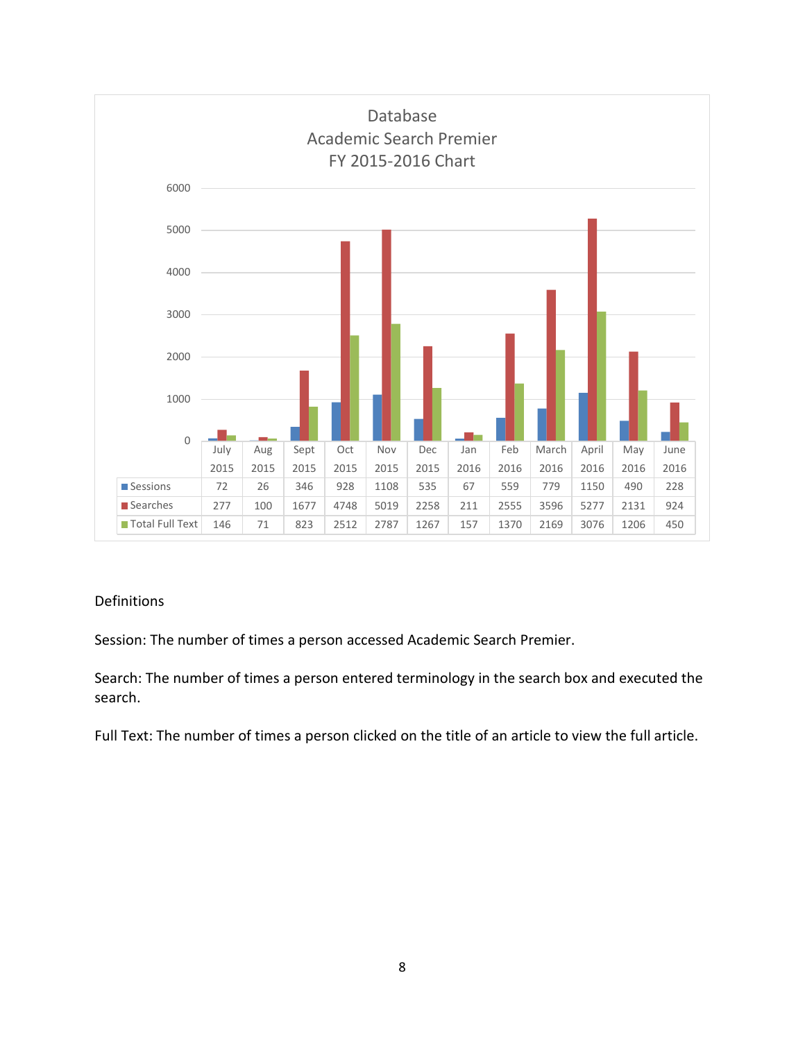Database
Academic Search Premier
FY 2015-2016 Chart

| | July 2015 | Aug 2015 | Sept 2015 | Oct 2015 | Nov 2015 | Dec 2015 | Jan 2016 | Feb 2016 | March 2016 | April 2016 | May 2016 | June 2016 |
|---|---|---|---|---|---|---|---|---|---|---|---|---|
| Sessions | 72 | 26 | 346 | 928 | 1108 | 535 | 67 | 559 | 779 | 1150 | 490 | 228 |
| Searches | 277 | 100 | 1677 | 4748 | 5019 | 2258 | 211 | 2555 | 3596 | 5277 | 2131 | 924 |
| Total Full Text | 146 | 71 | 823 | 2512 | 2787 | 1267 | 157 | 1370 | 2169 | 3076 | 1206 | 450 |

Definitions

Session: The number of times a person accessed Academic Search Premier.

Search: The number of times a person entered terminology in the search box and executed the search.

Full Text: The number of times a person clicked on the title of an article to view the full article.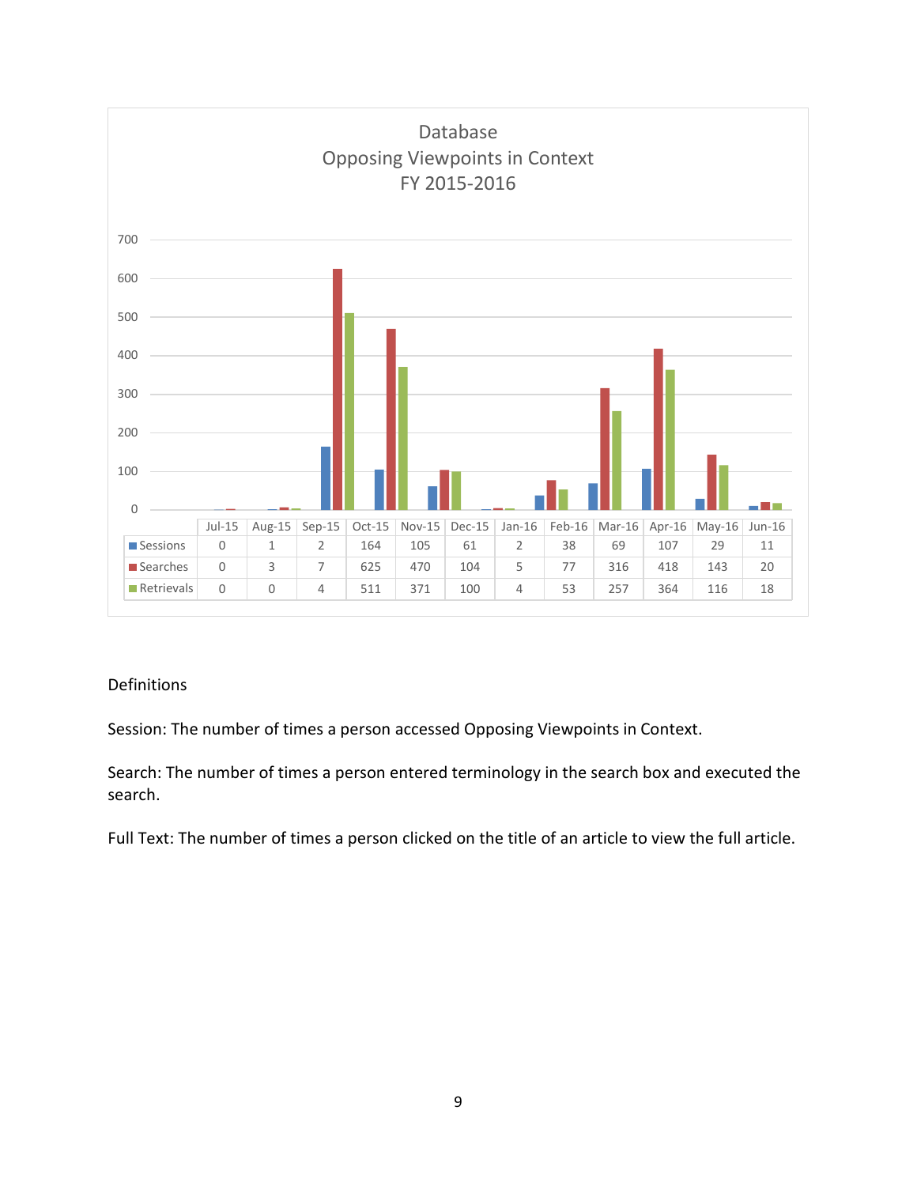Database
Opposing Viewpoints in Context
FY 2015-2016

| | Jul-15 | Aug-15 | Sep-15 | Oct-15 | Nov-15 | Dec-15 | Jan-16 | Feb-16 | Mar-16 | Apr-16 | May-16 | Jun-16 |
|---|---|---|---|---|---|---|---|---|---|---|---|---|
| Sessions | 0 | 1 | 2 | 164 | 105 | 61 | 2 | 38 | 69 | 107 | 29 | 11 |
| Searches | 0 | 3 | 7 | 625 | 470 | 104 | 5 | 77 | 316 | 418 | 143 | 20 |
| Retrievals | 0 | 0 | 4 | 511 | 371 | 100 | 4 | 53 | 257 | 364 | 116 | 18 |

Definitions

Session: The number of times a person accessed Opposing Viewpoints in Context.

Search: The number of times a person entered terminology in the search box and executed the search.

Full Text: The number of times a person clicked on the title of an article to view the full article.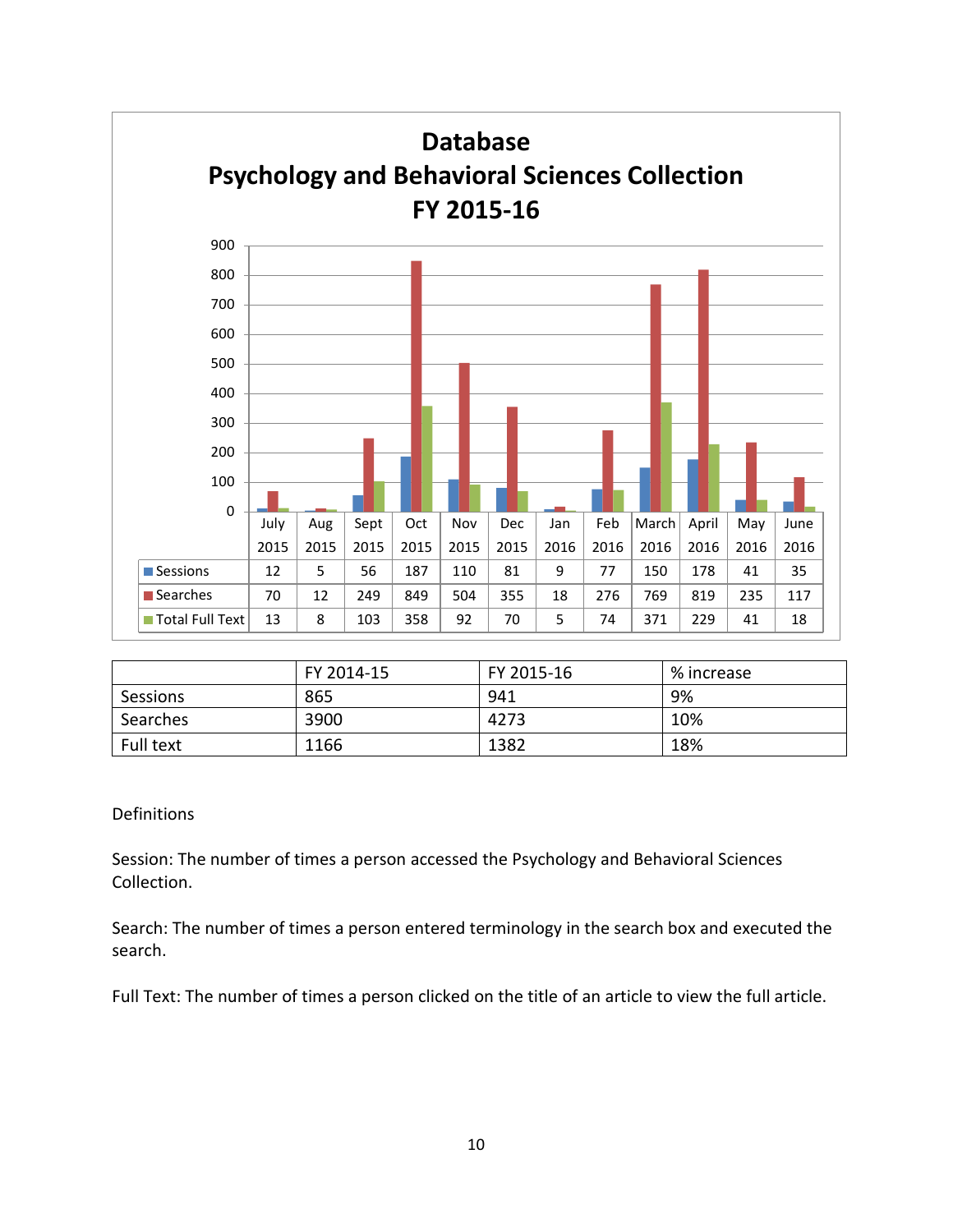# Database
## Psychology and Behavioral Sciences Collection
### FY 2015-16

| | July 2015 | Aug 2015 | Sept 2015 | Oct 2015 | Nov 2015 | Dec 2015 | Jan 2016 | Feb 2016 | March 2016 | April 2016 | May 2016 | June 2016 |
|---|---|---|---|---|---|---|---|---|---|---|---|---|
| Sessions | 12 | 5 | 56 | 187 | 110 | 81 | 9 | 77 | 150 | 178 | 41 | 35 |
| Searches | 70 | 12 | 249 | 849 | 504 | 355 | 18 | 276 | 769 | 819 | 235 | 117 |
| Total Full Text | 13 | 8 | 103 | 358 | 92 | 70 | 5 | 74 | 371 | 229 | 41 | 18 |

| | FY 2014-15 | FY 2015-16 | % increase |
|---|---|---|---|
| Sessions | 865 | 941 | 9% |
| Searches | 3900 | 4273 | 10% |
| Full text | 1166 | 1382 | 18% |

Definitions

Session: The number of times a person accessed the Psychology and Behavioral Sciences Collection.

Search: The number of times a person entered terminology in the search box and executed the search.

Full Text: The number of times a person clicked on the title of an article to view the full article.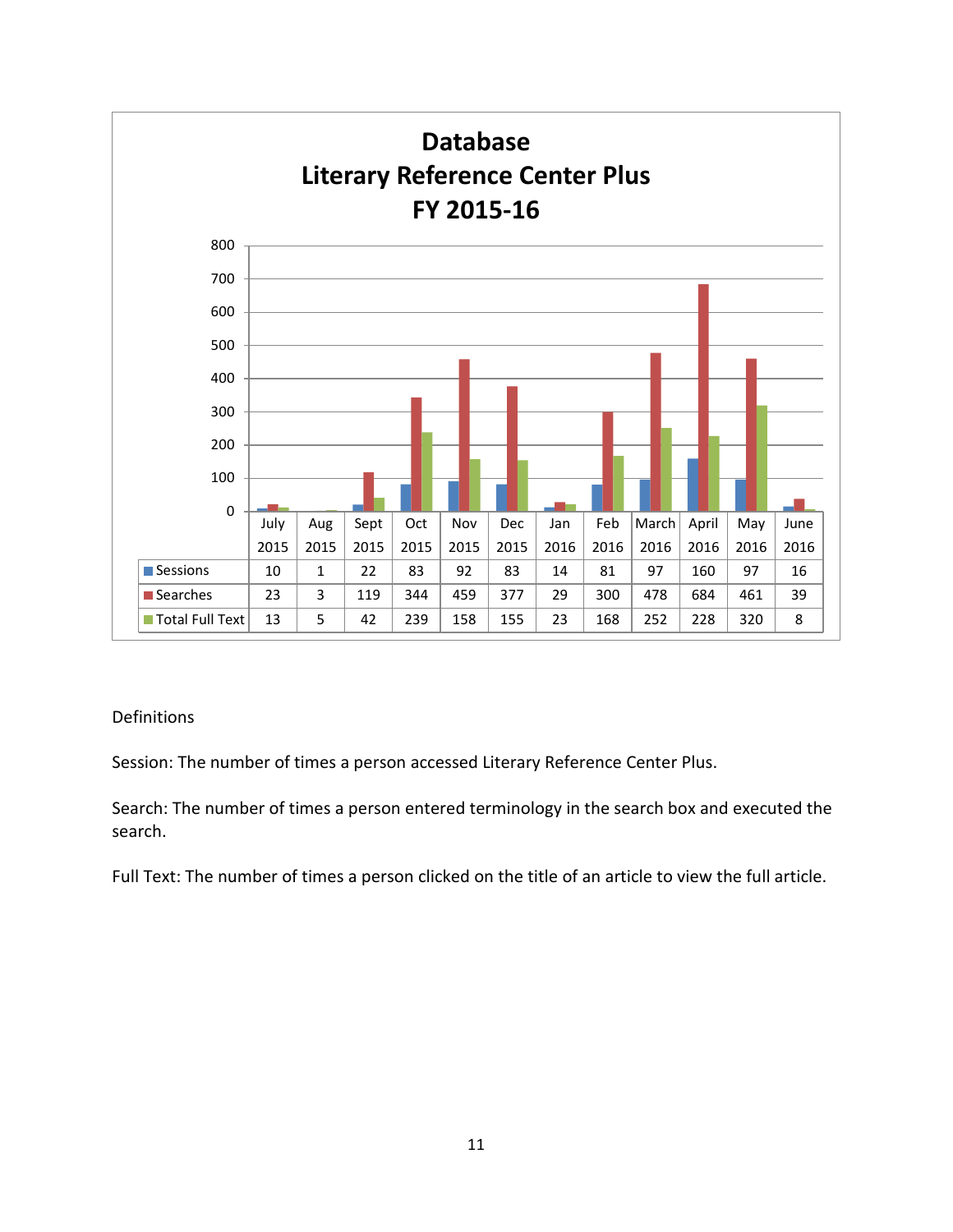# Database
## Literary Reference Center Plus
## FY 2015-16

| | July 2015 | Aug 2015 | Sept 2015 | Oct 2015 | Nov 2015 | Dec 2015 | Jan 2016 | Feb 2016 | March 2016 | April 2016 | May 2016 | June 2016 |
|---|---|---|---|---|---|---|---|---|---|---|---|---|
| Sessions | 10 | 1 | 22 | 83 | 92 | 83 | 14 | 81 | 97 | 160 | 97 | 16 |
| Searches | 23 | 3 | 119 | 344 | 459 | 377 | 29 | 300 | 478 | 684 | 461 | 39 |
| Total Full Text | 13 | 5 | 42 | 239 | 158 | 155 | 23 | 168 | 252 | 228 | 320 | 8 |

Definitions

Session: The number of times a person accessed Literary Reference Center Plus.

Search: The number of times a person entered terminology in the search box and executed the search.

Full Text: The number of times a person clicked on the title of an article to view the full article.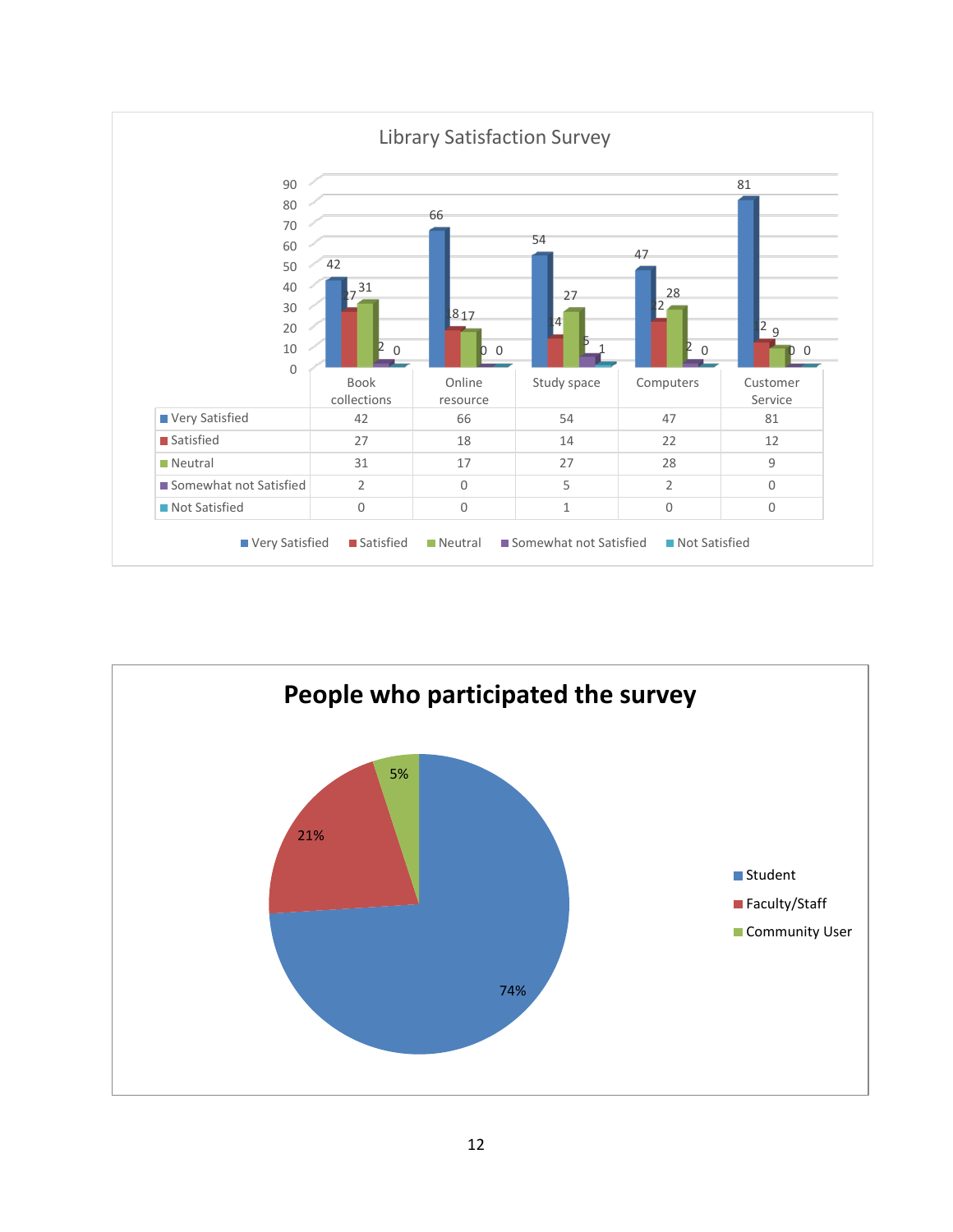## Library Satisfaction Survey

| | Book collections | Online resource | Study space | Computers | Customer Service |
|---|---|---|---|---|---|
| Very Satisfied | 42 | 66 | 54 | 47 | 81 |
| Satisfied | 27 | 18 | 14 | 22 | 12 |
| Neutral | 31 | 17 | 27 | 28 | 9 |
| Somewhat not Satisfied | 2 | 0 | 5 | 2 | 0 |
| Not Satisfied | 0 | 0 | 1 | 0 | 0 |

## People who participated the survey

- Student: 74%
- Faculty/Staff: 21%
- Community User: 5%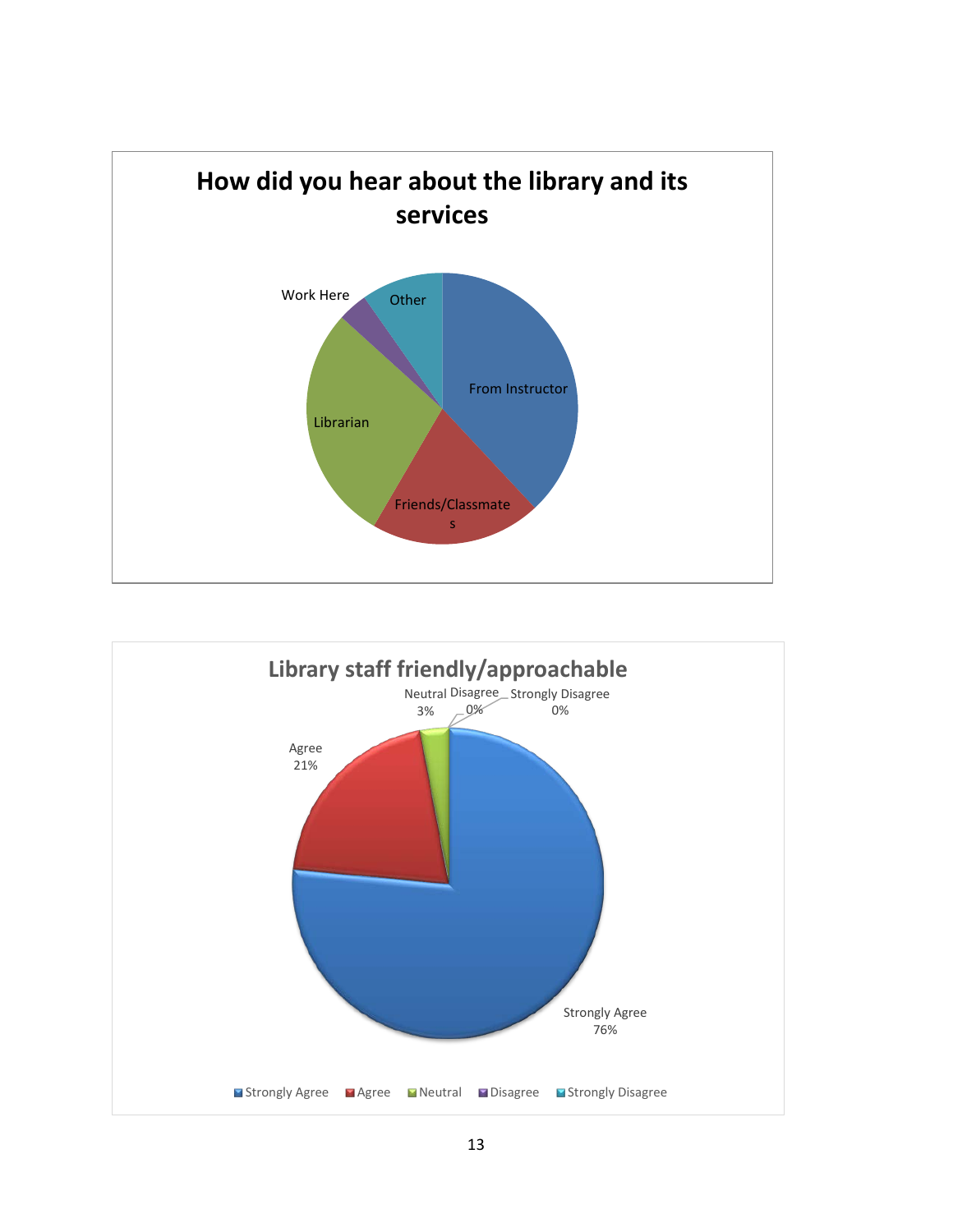**How did you hear about the library and its services**

- From Instructor
- Friends/Classmates
- Librarian
- Work Here
- Other

**Library staff friendly/approachable**

- Strongly Agree 76%
- Agree 21%
- Neutral 3%
- Disagree 0%
- Strongly Disagree 0%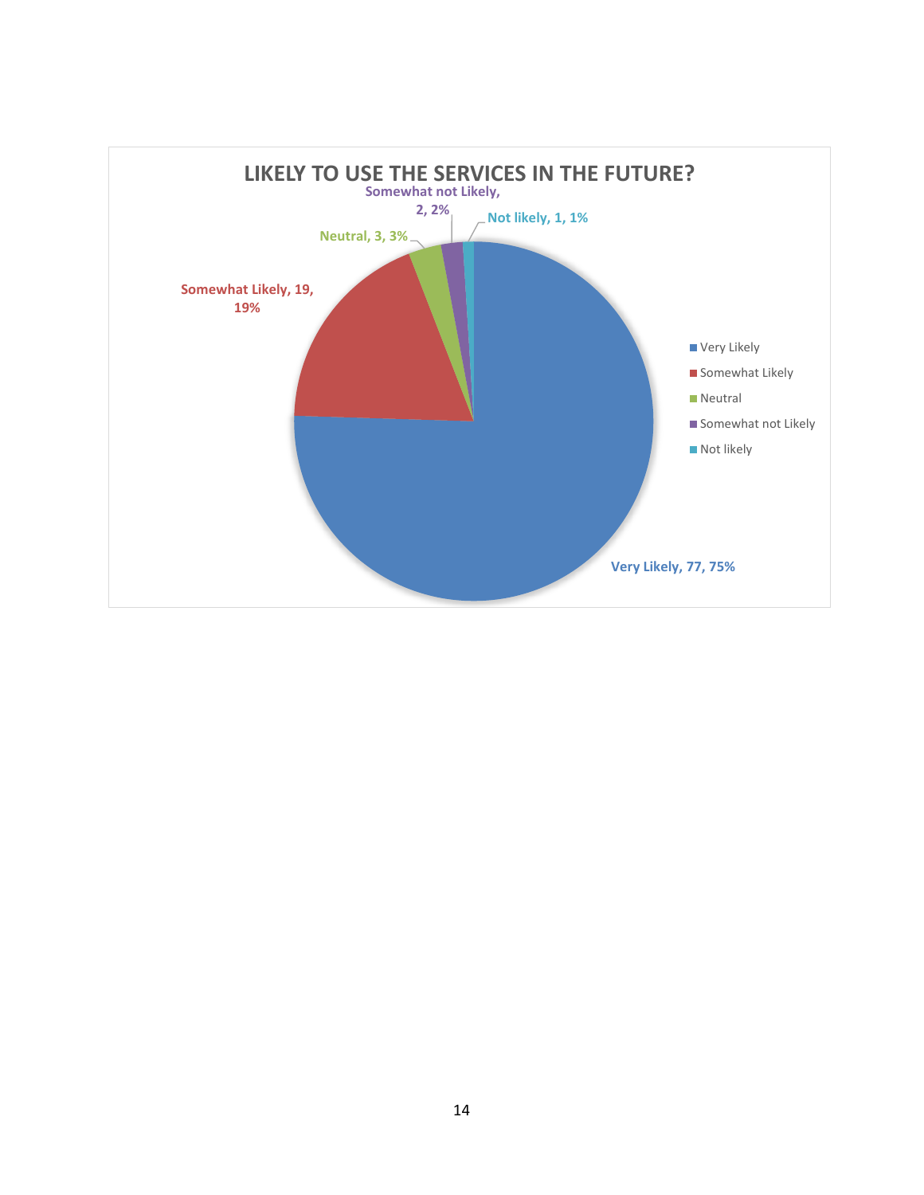## LIKELY TO USE THE SERVICES IN THE FUTURE?

| Response | Count | Percentage |
| --- | --- | --- |
| Very Likely | 77 | 75% |
| Somewhat Likely | 19 | 19% |
| Neutral | 3 | 3% |
| Somewhat not Likely | 2 | 2% |
| Not likely | 1 | 1% |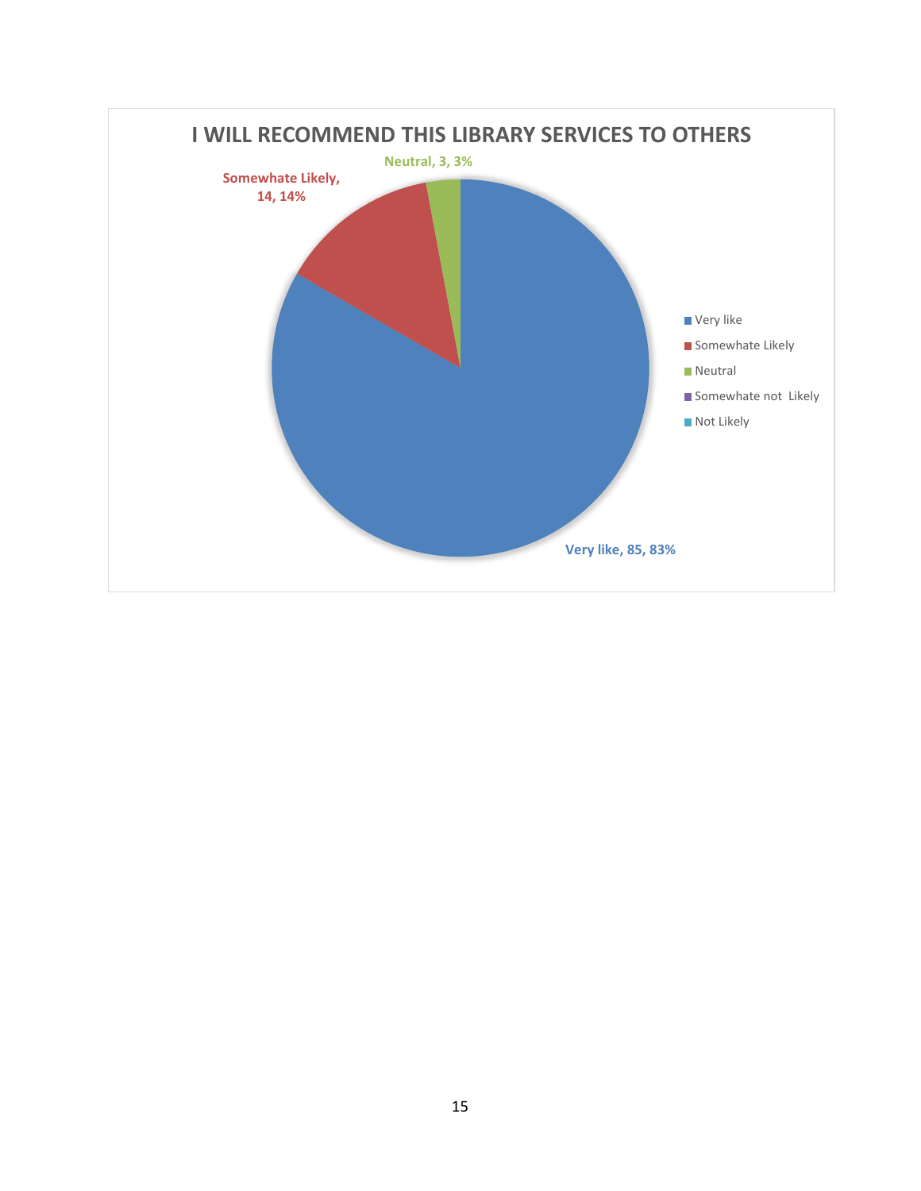I WILL RECOMMEND THIS LIBRARY SERVICES TO OTHERS

Neutral, 3, 3%

Somewhate Likely, 14, 14%

Very like, 85, 83%

Very like

Somewhate Likely

Neutral

Somewhate not Likely

Not Likely